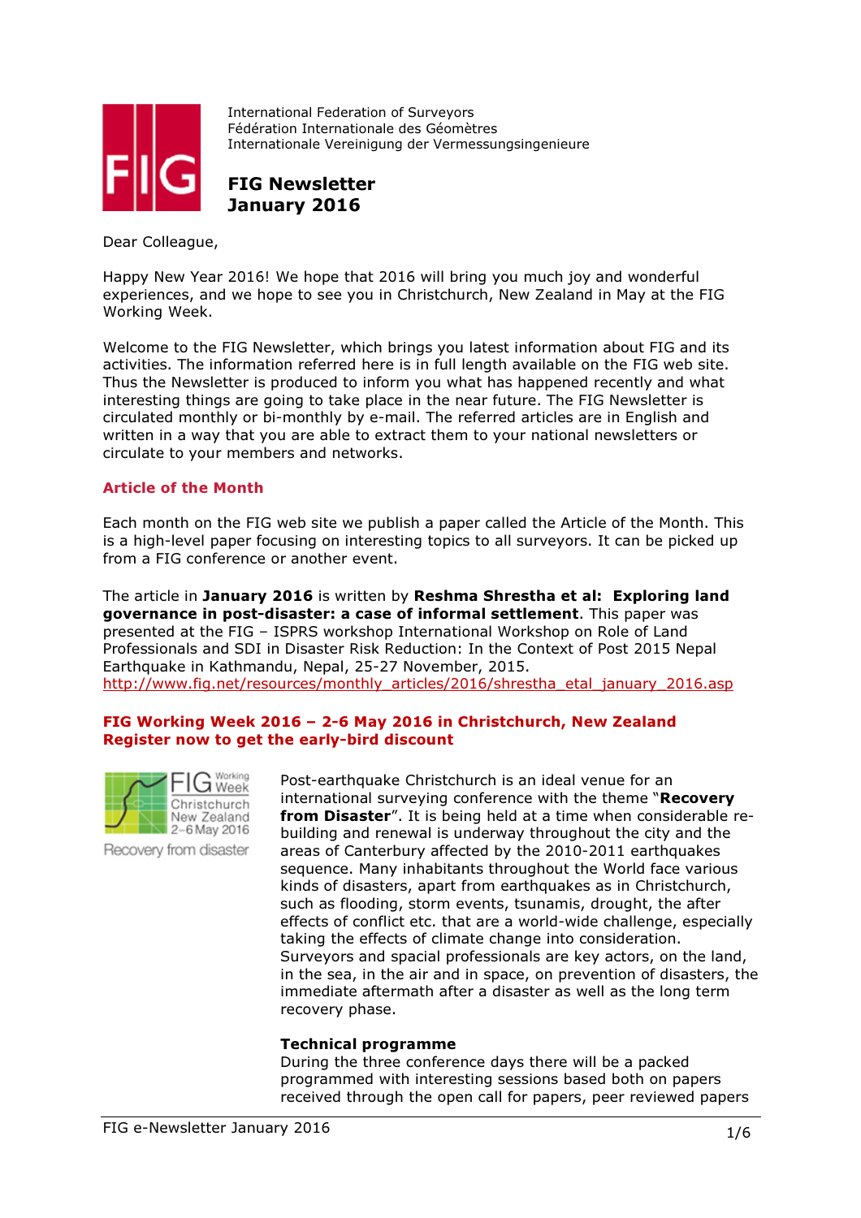International Federation of Surveyors
Fédération Internationale des Géomètres
Internationale Vereinigung der Vermessungsingenieure

# FIG Newsletter January 2016

Dear Colleague,

Happy New Year 2016! We hope that 2016 will bring you much joy and wonderful experiences, and we hope to see you in Christchurch, New Zealand in May at the FIG Working Week.

Welcome to the FIG Newsletter, which brings you latest information about FIG and its activities. The information referred here is in full length available on the FIG web site. Thus the Newsletter is produced to inform you what has happened recently and what interesting things are going to take place in the near future. The FIG Newsletter is circulated monthly or bi-monthly by e-mail. The referred articles are in English and written in a way that you are able to extract them to your national newsletters or circulate to your members and networks.

## Article of the Month

Each month on the FIG web site we publish a paper called the Article of the Month. This is a high-level paper focusing on interesting topics to all surveyors. It can be picked up from a FIG conference or another event.

The article in **January 2016** is written by **Reshma Shrestha et al: Exploring land governance in post-disaster: a case of informal settlement**. This paper was presented at the FIG – ISPRS workshop International Workshop on Role of Land Professionals and SDI in Disaster Risk Reduction: In the Context of Post 2015 Nepal Earthquake in Kathmandu, Nepal, 25-27 November, 2015.
http://www.fig.net/resources/monthly_articles/2016/shrestha_etal_january_2016.asp

## FIG Working Week 2016 – 2-6 May 2016 in Christchurch, New Zealand Register now to get the early-bird discount

FIG Working Week Christchurch New Zealand 2–6 May 2016
Recovery from disaster

Post-earthquake Christchurch is an ideal venue for an international surveying conference with the theme "**Recovery from Disaster**". It is being held at a time when considerable re-building and renewal is underway throughout the city and the areas of Canterbury affected by the 2010-2011 earthquakes sequence. Many inhabitants throughout the World face various kinds of disasters, apart from earthquakes as in Christchurch, such as flooding, storm events, tsunamis, drought, the after effects of conflict etc. that are a world-wide challenge, especially taking the effects of climate change into consideration. Surveyors and spacial professionals are key actors, on the land, in the sea, in the air and in space, on prevention of disasters, the immediate aftermath after a disaster as well as the long term recovery phase.

**Technical programme**
During the three conference days there will be a packed programmed with interesting sessions based both on papers received through the open call for papers, peer reviewed papers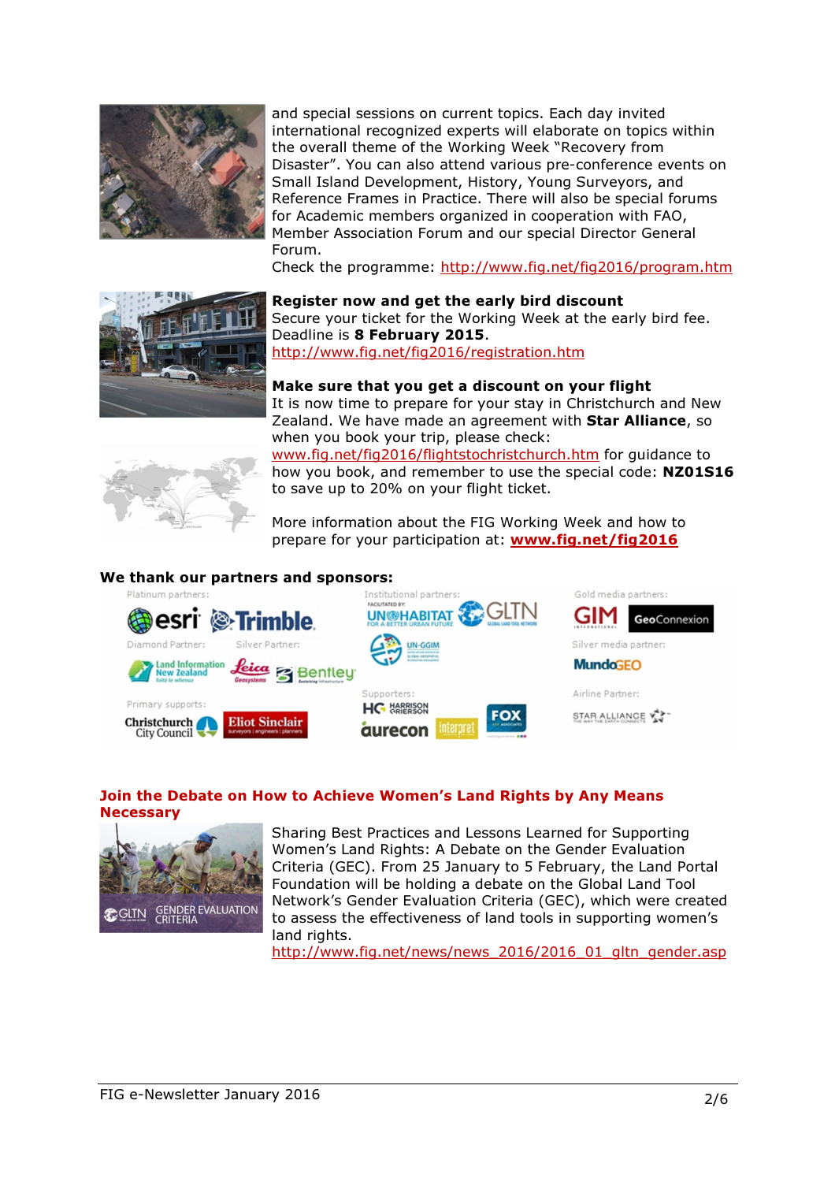and special sessions on current topics. Each day invited international recognized experts will elaborate on topics within the overall theme of the Working Week "Recovery from Disaster". You can also attend various pre-conference events on Small Island Development, History, Young Surveyors, and Reference Frames in Practice. There will also be special forums for Academic members organized in cooperation with FAO, Member Association Forum and our special Director General Forum.

Check the programme: http://www.fig.net/fig2016/program.htm

**Register now and get the early bird discount**

Secure your ticket for the Working Week at the early bird fee. Deadline is **8 February 2015**.

http://www.fig.net/fig2016/registration.htm

**Make sure that you get a discount on your flight**

It is now time to prepare for your stay in Christchurch and New Zealand. We have made an agreement with **Star Alliance**, so when you book your trip, please check: www.fig.net/fig2016/flightstochristchurch.htm for guidance to how you book, and remember to use the special code: **NZ01S16** to save up to 20% on your flight ticket.

More information about the FIG Working Week and how to prepare for your participation at: **www.fig.net/fig2016**

**We thank our partners and sponsors:**

## Join the Debate on How to Achieve Women's Land Rights by Any Means Necessary

Sharing Best Practices and Lessons Learned for Supporting Women's Land Rights: A Debate on the Gender Evaluation Criteria (GEC). From 25 January to 5 February, the Land Portal Foundation will be holding a debate on the Global Land Tool Network's Gender Evaluation Criteria (GEC), which were created to assess the effectiveness of land tools in supporting women's land rights.

http://www.fig.net/news/news_2016/2016_01_gltn_gender.asp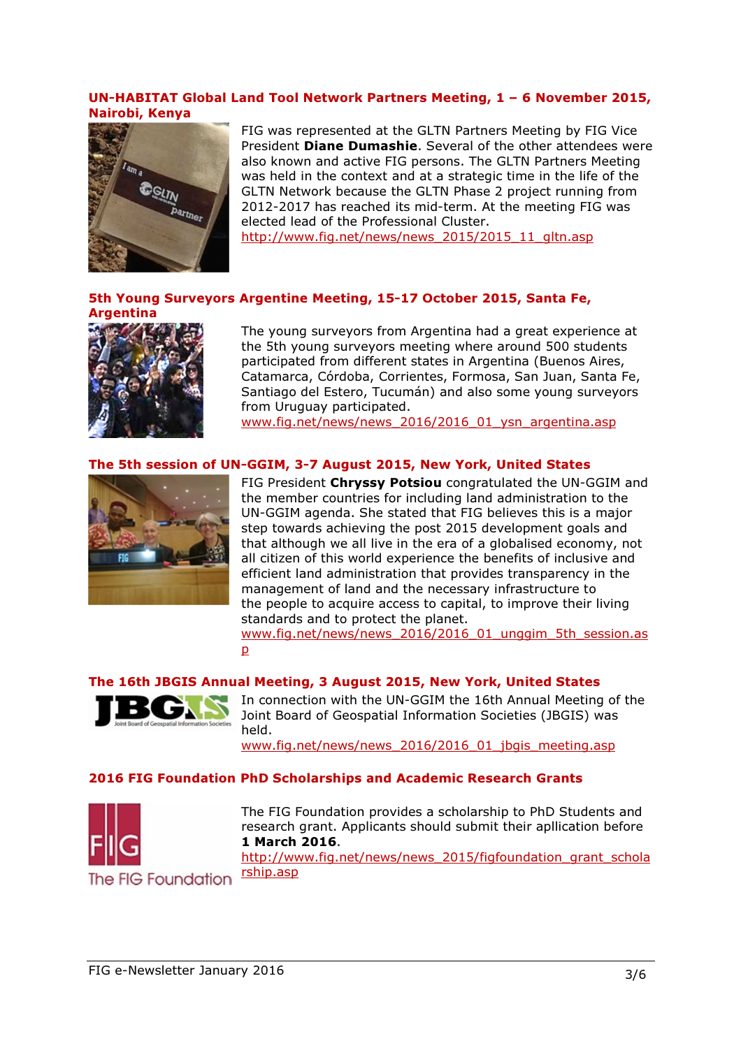### UN-HABITAT Global Land Tool Network Partners Meeting, 1 – 6 November 2015, Nairobi, Kenya

FIG was represented at the GLTN Partners Meeting by FIG Vice President **Diane Dumashie**. Several of the other attendees were also known and active FIG persons. The GLTN Partners Meeting was held in the context and at a strategic time in the life of the GLTN Network because the GLTN Phase 2 project running from 2012-2017 has reached its mid-term. At the meeting FIG was elected lead of the Professional Cluster.
http://www.fig.net/news/news_2015/2015_11_gltn.asp

### 5th Young Surveyors Argentine Meeting, 15-17 October 2015, Santa Fe, Argentina

The young surveyors from Argentina had a great experience at the 5th young surveyors meeting where around 500 students participated from different states in Argentina (Buenos Aires, Catamarca, Córdoba, Corrientes, Formosa, San Juan, Santa Fe, Santiago del Estero, Tucumán) and also some young surveyors from Uruguay participated.
www.fig.net/news/news_2016/2016_01_ysn_argentina.asp

### The 5th session of UN-GGIM, 3-7 August 2015, New York, United States

FIG President **Chryssy Potsiou** congratulated the UN-GGIM and the member countries for including land administration to the UN-GGIM agenda. She stated that FIG believes this is a major step towards achieving the post 2015 development goals and that although we all live in the era of a globalised economy, not all citizen of this world experience the benefits of inclusive and efficient land administration that provides transparency in the management of land and the necessary infrastructure to the people to acquire access to capital, to improve their living standards and to protect the planet.
www.fig.net/news/news_2016/2016_01_unggim_5th_session.asp

### The 16th JBGIS Annual Meeting, 3 August 2015, New York, United States

In connection with the UN-GGIM the 16th Annual Meeting of the Joint Board of Geospatial Information Societies (JBGIS) was held.
www.fig.net/news/news_2016/2016_01_jbgis_meeting.asp

### 2016 FIG Foundation PhD Scholarships and Academic Research Grants

The FIG Foundation provides a scholarship to PhD Students and research grant. Applicants should submit their apllication before **1 March 2016**.
http://www.fig.net/news/news_2015/figfoundation_grant_scholarship.asp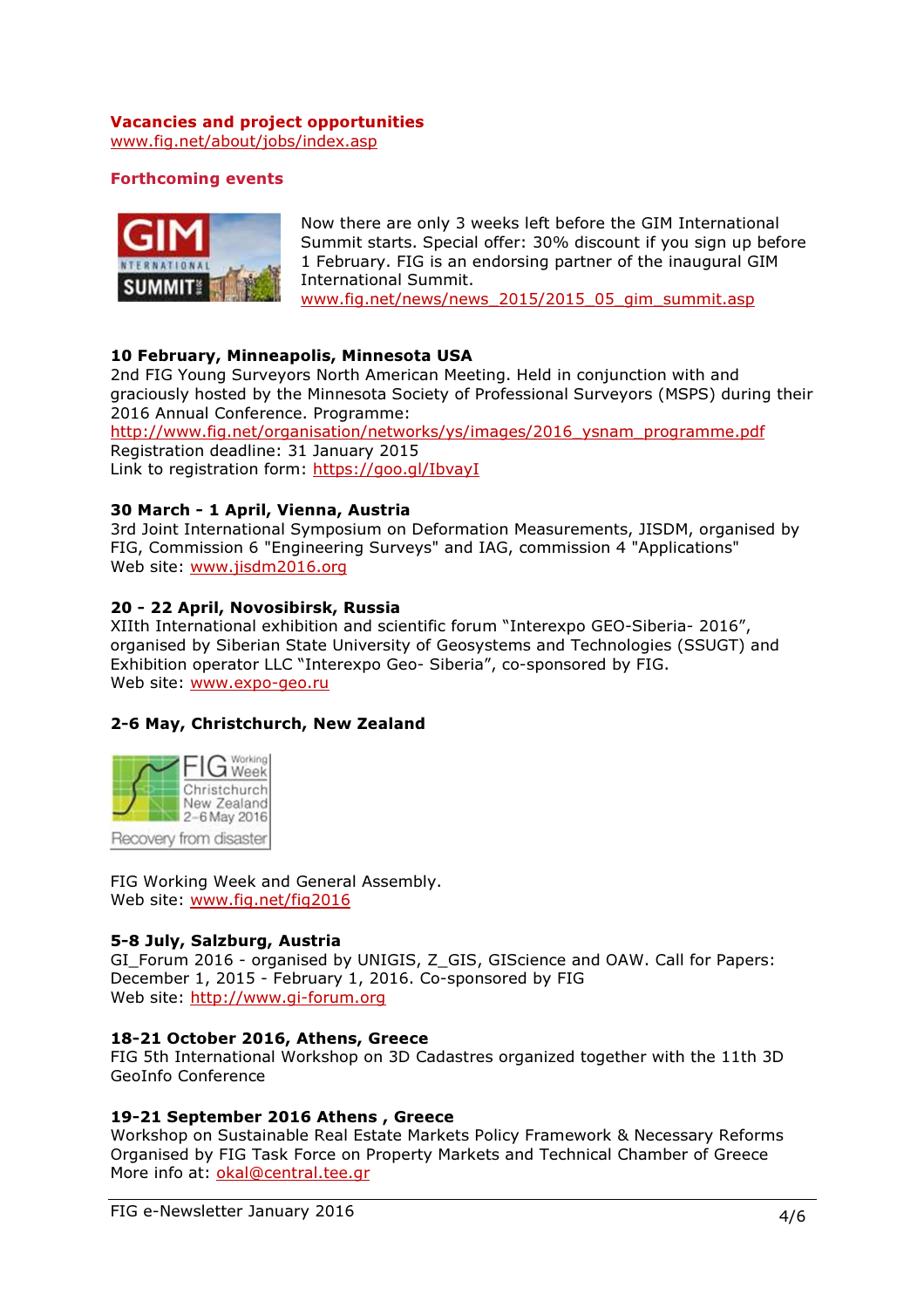## Vacancies and project opportunities

www.fig.net/about/jobs/index.asp

## Forthcoming events

Now there are only 3 weeks left before the GIM International Summit starts. Special offer: 30% discount if you sign up before 1 February. FIG is an endorsing partner of the inaugural GIM International Summit.
www.fig.net/news/news_2015/2015_05_gim_summit.asp

**10 February, Minneapolis, Minnesota USA**
2nd FIG Young Surveyors North American Meeting. Held in conjunction with and graciously hosted by the Minnesota Society of Professional Surveyors (MSPS) during their 2016 Annual Conference. Programme:
http://www.fig.net/organisation/networks/ys/images/2016_ysnam_programme.pdf
Registration deadline: 31 January 2015
Link to registration form: https://goo.gl/IbvayI

**30 March - 1 April, Vienna, Austria**
3rd Joint International Symposium on Deformation Measurements, JISDM, organised by FIG, Commission 6 "Engineering Surveys" and IAG, commission 4 "Applications"
Web site: www.jisdm2016.org

**20 - 22 April, Novosibirsk, Russia**
XIIth International exhibition and scientific forum "Interexpo GEO-Siberia- 2016", organised by Siberian State University of Geosystems and Technologies (SSUGT) and Exhibition operator LLC "Interexpo Geo- Siberia", co-sponsored by FIG.
Web site: www.expo-geo.ru

**2-6 May, Christchurch, New Zealand**

FIG Working Week and General Assembly.
Web site: www.fig.net/fig2016

**5-8 July, Salzburg, Austria**
GI_Forum 2016 - organised by UNIGIS, Z_GIS, GIScience and OAW. Call for Papers: December 1, 2015 - February 1, 2016. Co-sponsored by FIG
Web site: http://www.gi-forum.org

**18-21 October 2016, Athens, Greece**
FIG 5th International Workshop on 3D Cadastres organized together with the 11th 3D GeoInfo Conference

**19-21 September 2016 Athens , Greece**
Workshop on Sustainable Real Estate Markets Policy Framework & Necessary Reforms
Organised by FIG Task Force on Property Markets and Technical Chamber of Greece
More info at: okal@central.tee.gr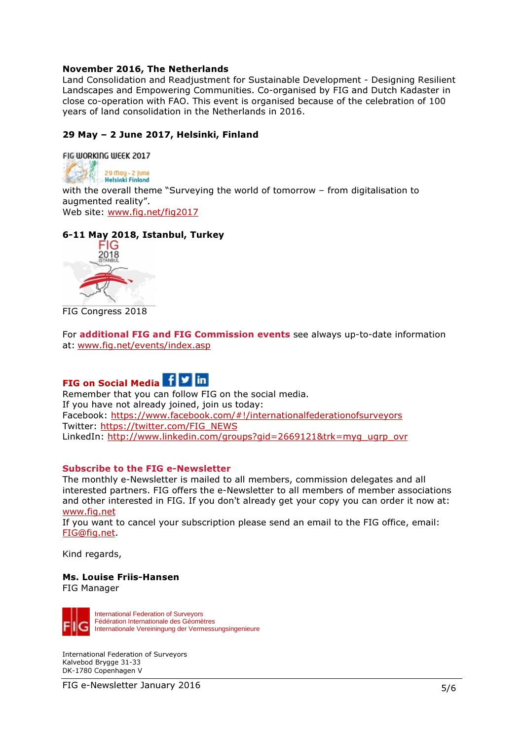**November 2016, The Netherlands**
Land Consolidation and Readjustment for Sustainable Development - Designing Resilient Landscapes and Empowering Communities. Co-organised by FIG and Dutch Kadaster in close co-operation with FAO. This event is organised because of the celebration of 100 years of land consolidation in the Netherlands in 2016.

**29 May – 2 June 2017, Helsinki, Finland**

FIG WORKING WEEK 2017
29 May - 2 June
Helsinki Finland

with the overall theme "Surveying the world of tomorrow – from digitalisation to augmented reality".
Web site: www.fig.net/fig2017

**6-11 May 2018, Istanbul, Turkey**

FIG Congress 2018

For **additional FIG and FIG Commission events** see always up-to-date information at: www.fig.net/events/index.asp

**FIG on Social Media**

Remember that you can follow FIG on the social media.
If you have not already joined, join us today:
Facebook: https://www.facebook.com/#!/internationalfederationofsurveyors
Twitter: https://twitter.com/FIG_NEWS
LinkedIn: http://www.linkedin.com/groups?gid=2669121&trk=myg_ugrp_ovr

**Subscribe to the FIG e-Newsletter**

The monthly e-Newsletter is mailed to all members, commission delegates and all interested partners. FIG offers the e-Newsletter to all members of member associations and other interested in FIG. If you don't already get your copy you can order it now at: www.fig.net
If you want to cancel your subscription please send an email to the FIG office, email: FIG@fig.net.

Kind regards,

**Ms. Louise Friis-Hansen**
FIG Manager

International Federation of Surveyors
Fédération Internationale des Géomètres
Internationale Vereinigung der Vermessungsingenieure

International Federation of Surveyors
Kalvebod Brygge 31-33
DK-1780 Copenhagen V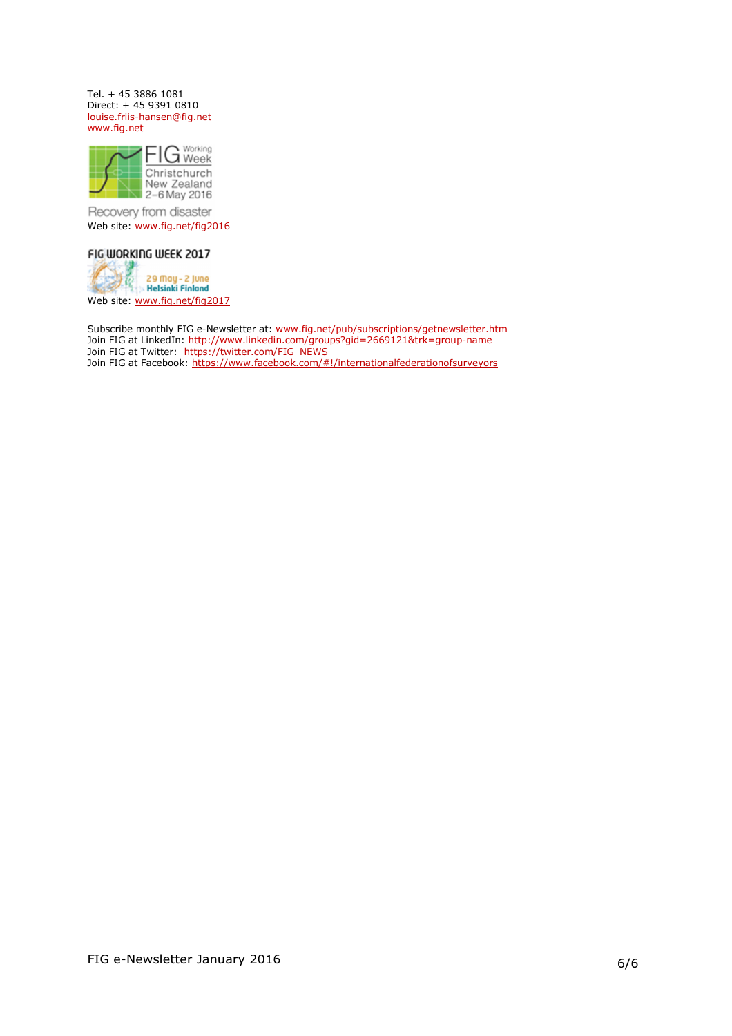Tel. + 45 3886 1081
Direct: + 45 9391 0810
louise.friis-hansen@fig.net
www.fig.net

FIG Working Week
Christchurch
New Zealand
2–6 May 2016

Recovery from disaster
Web site: www.fig.net/fig2016

FIG WORKING WEEK 2017
29 May - 2 June
Helsinki Finland
Web site: www.fig.net/fig2017

Subscribe monthly FIG e-Newsletter at: www.fig.net/pub/subscriptions/getnewsletter.htm
Join FIG at LinkedIn: http://www.linkedin.com/groups?gid=2669121&trk=group-name
Join FIG at Twitter: https://twitter.com/FIG_NEWS
Join FIG at Facebook: https://www.facebook.com/#!/internationalfederationofsurveyors